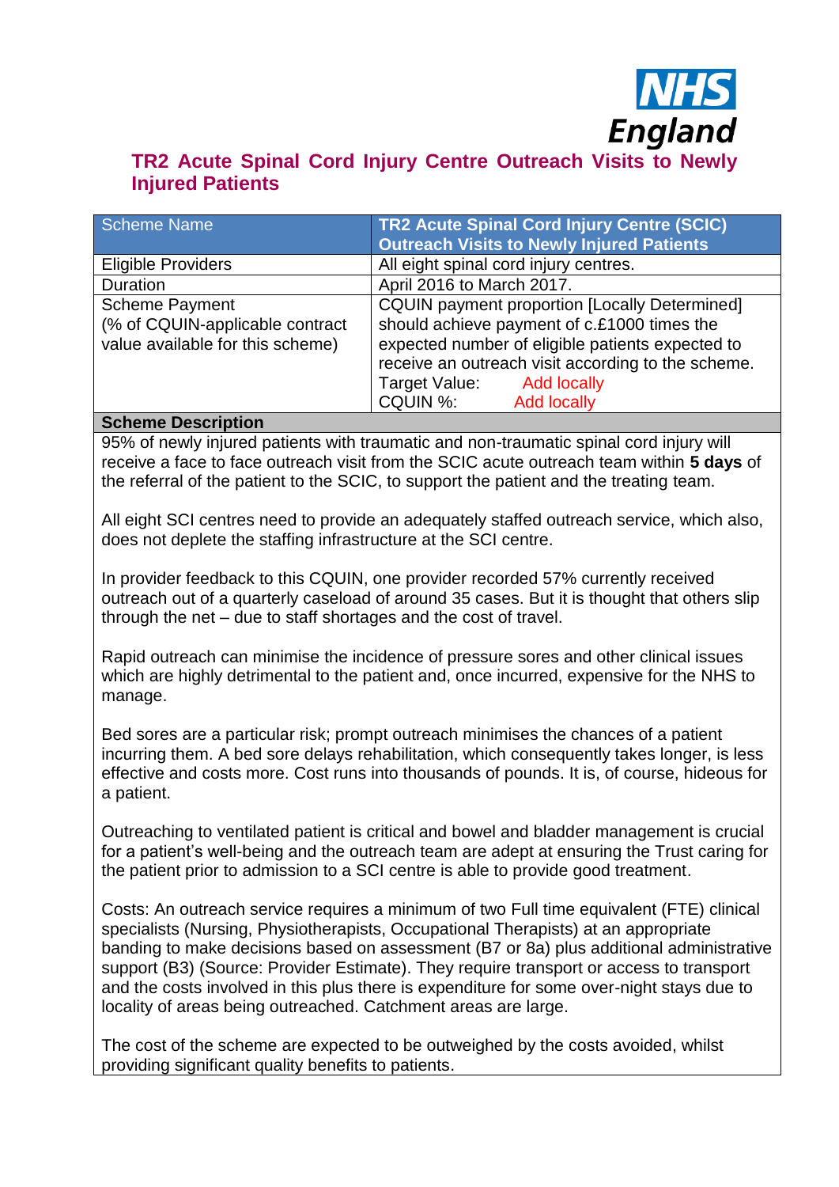NHS England

# TR2 Acute Spinal Cord Injury Centre Outreach Visits to Newly Injured Patients

| Scheme Name | **TR2 Acute Spinal Cord Injury Centre (SCIC) Outreach Visits to Newly Injured Patients** |
|---|---|
| Eligible Providers | All eight spinal cord injury centres. |
| Duration | April 2016 to March 2017. |
| Scheme Payment<br>(% of CQUIN-applicable contract value available for this scheme) | CQUIN payment proportion [Locally Determined] should achieve payment of c.£1000 times the expected number of eligible patients expected to receive an outreach visit according to the scheme.<br>Target Value: Add locally<br>CQUIN %: Add locally |

**Scheme Description**

95% of newly injured patients with traumatic and non-traumatic spinal cord injury will receive a face to face outreach visit from the SCIC acute outreach team within **5 days** of the referral of the patient to the SCIC, to support the patient and the treating team.

All eight SCI centres need to provide an adequately staffed outreach service, which also, does not deplete the staffing infrastructure at the SCI centre.

In provider feedback to this CQUIN, one provider recorded 57% currently received outreach out of a quarterly caseload of around 35 cases. But it is thought that others slip through the net – due to staff shortages and the cost of travel.

Rapid outreach can minimise the incidence of pressure sores and other clinical issues which are highly detrimental to the patient and, once incurred, expensive for the NHS to manage.

Bed sores are a particular risk; prompt outreach minimises the chances of a patient incurring them. A bed sore delays rehabilitation, which consequently takes longer, is less effective and costs more. Cost runs into thousands of pounds. It is, of course, hideous for a patient.

Outreaching to ventilated patient is critical and bowel and bladder management is crucial for a patient's well-being and the outreach team are adept at ensuring the Trust caring for the patient prior to admission to a SCI centre is able to provide good treatment.

Costs: An outreach service requires a minimum of two Full time equivalent (FTE) clinical specialists (Nursing, Physiotherapists, Occupational Therapists) at an appropriate banding to make decisions based on assessment (B7 or 8a) plus additional administrative support (B3) (Source: Provider Estimate). They require transport or access to transport and the costs involved in this plus there is expenditure for some over-night stays due to locality of areas being outreached. Catchment areas are large.

The cost of the scheme are expected to be outweighed by the costs avoided, whilst providing significant quality benefits to patients.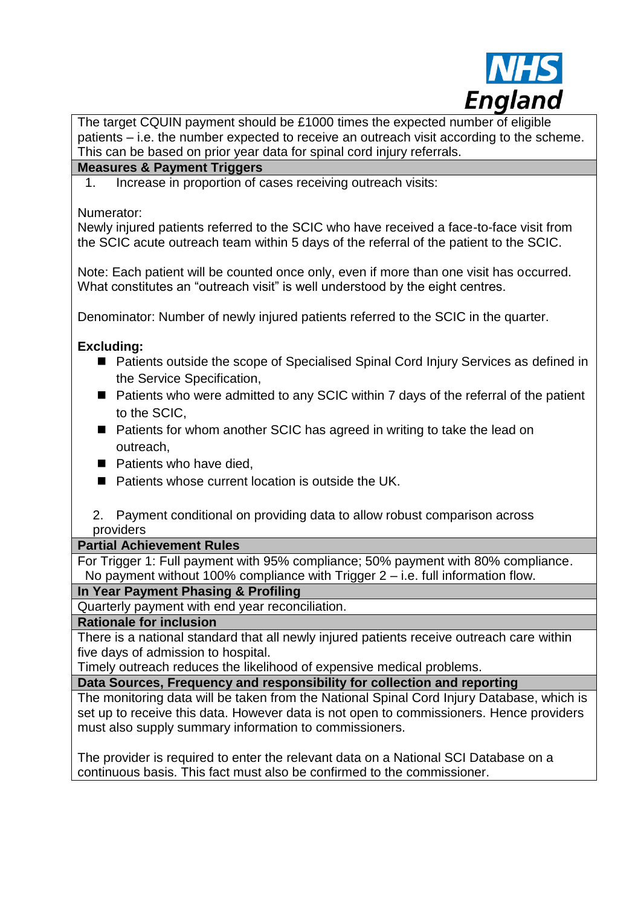The target CQUIN payment should be £1000 times the expected number of eligible patients – i.e. the number expected to receive an outreach visit according to the scheme. This can be based on prior year data for spinal cord injury referrals.

**Measures & Payment Triggers**

1. Increase in proportion of cases receiving outreach visits:

Numerator:
Newly injured patients referred to the SCIC who have received a face-to-face visit from the SCIC acute outreach team within 5 days of the referral of the patient to the SCIC.

Note: Each patient will be counted once only, even if more than one visit has occurred. What constitutes an "outreach visit" is well understood by the eight centres.

Denominator: Number of newly injured patients referred to the SCIC in the quarter.

**Excluding:**

- Patients outside the scope of Specialised Spinal Cord Injury Services as defined in the Service Specification,
- Patients who were admitted to any SCIC within 7 days of the referral of the patient to the SCIC,
- Patients for whom another SCIC has agreed in writing to take the lead on outreach,
- Patients who have died,
- Patients whose current location is outside the UK.

2. Payment conditional on providing data to allow robust comparison across providers

**Partial Achievement Rules**

For Trigger 1: Full payment with 95% compliance; 50% payment with 80% compliance.
No payment without 100% compliance with Trigger 2 – i.e. full information flow.

**In Year Payment Phasing & Profiling**

Quarterly payment with end year reconciliation.

**Rationale for inclusion**

There is a national standard that all newly injured patients receive outreach care within five days of admission to hospital.
Timely outreach reduces the likelihood of expensive medical problems.

**Data Sources, Frequency and responsibility for collection and reporting**

The monitoring data will be taken from the National Spinal Cord Injury Database, which is set up to receive this data. However data is not open to commissioners. Hence providers must also supply summary information to commissioners.

The provider is required to enter the relevant data on a National SCI Database on a continuous basis. This fact must also be confirmed to the commissioner.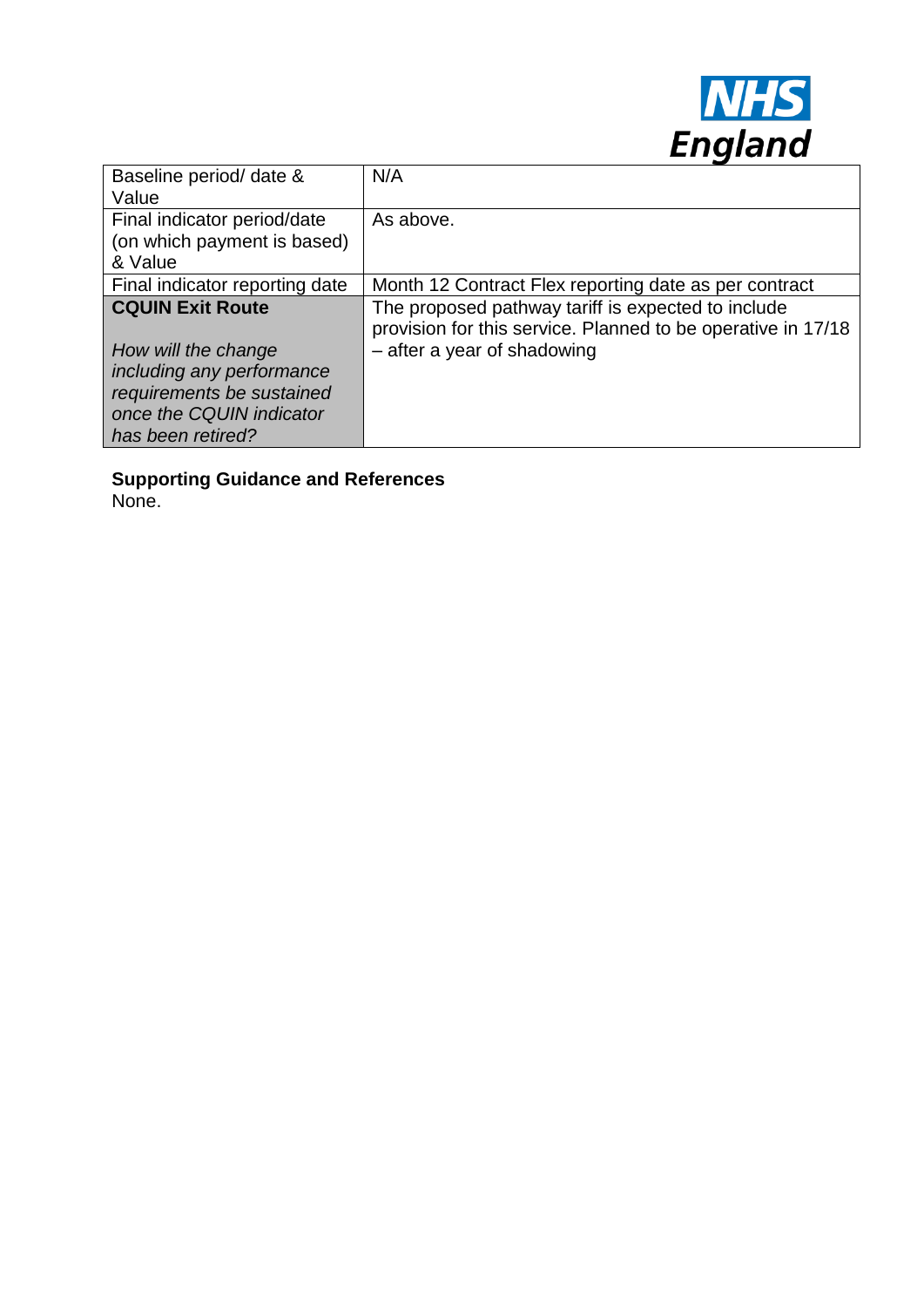| | |
|---|---|
| Baseline period/ date & Value | N/A |
| Final indicator period/date (on which payment is based) & Value | As above. |
| Final indicator reporting date | Month 12 Contract Flex reporting date as per contract |
| **CQUIN Exit Route**<br><br>*How will the change including any performance requirements be sustained once the CQUIN indicator has been retired?* | The proposed pathway tariff is expected to include provision for this service. Planned to be operative in 17/18 – after a year of shadowing |

**Supporting Guidance and References**

None.